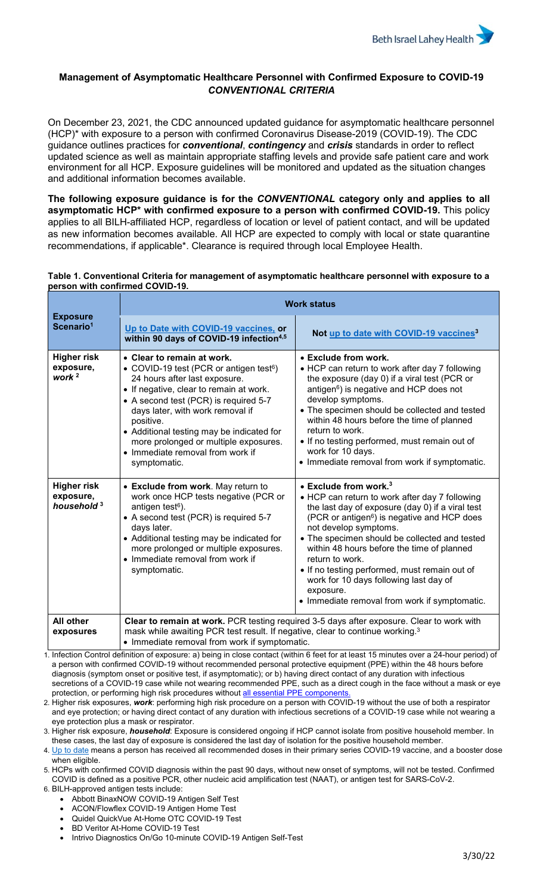## Management of Asymptomatic Healthcare Personnel with Confirmed Exposure to COVID-19
### *CONVENTIONAL CRITERIA*

On December 23, 2021, the CDC announced updated guidance for asymptomatic healthcare personnel (HCP)* with exposure to a person with confirmed Coronavirus Disease-2019 (COVID-19). The CDC guidance outlines practices for ***conventional***, ***contingency*** and ***crisis*** standards in order to reflect updated science as well as maintain appropriate staffing levels and provide safe patient care and work environment for all HCP. Exposure guidelines will be monitored and updated as the situation changes and additional information becomes available.

**The following exposure guidance is for the *CONVENTIONAL* category only and applies to all asymptomatic HCP* with confirmed exposure to a person with confirmed COVID-19.** This policy applies to all BILH-affiliated HCP, regardless of location or level of patient contact, and will be updated as new information becomes available. All HCP are expected to comply with local or state quarantine recommendations, if applicable*. Clearance is required through local Employee Health.

**Table 1. Conventional Criteria for management of asymptomatic healthcare personnel with exposure to a person with confirmed COVID-19.**

| Exposure Scenario[1] | Work status | |
|---|---|---|
| | **Up to Date with COVID-19 vaccines, or within 90 days of COVID-19 infection[4,5]** | **Not up to date with COVID-19 vaccines[3]** |
| **Higher risk exposure, *work*[2]** | • **Clear to remain at work.**<br>• COVID-19 test (PCR or antigen test[6]) 24 hours after last exposure.<br>• If negative, clear to remain at work.<br>• A second test (PCR) is required 5-7 days later, with work removal if positive.<br>• Additional testing may be indicated for more prolonged or multiple exposures.<br>• Immediate removal from work if symptomatic. | • **Exclude from work.**<br>• HCP can return to work after day 7 following the exposure (day 0) if a viral test (PCR or antigen[6]) is negative and HCP does not develop symptoms.<br>• The specimen should be collected and tested within 48 hours before the time of planned return to work.<br>• If no testing performed, must remain out of work for 10 days.<br>• Immediate removal from work if symptomatic. |
| **Higher risk exposure, *household*[3]** | • **Exclude from work**. May return to work once HCP tests negative (PCR or antigen test[6]).<br>• A second test (PCR) is required 5-7 days later.<br>• Additional testing may be indicated for more prolonged or multiple exposures.<br>• Immediate removal from work if symptomatic. | • **Exclude from work.[3]**<br>• HCP can return to work after day 7 following the last day of exposure (day 0) if a viral test (PCR or antigen[6]) is negative and HCP does not develop symptoms.<br>• The specimen should be collected and tested within 48 hours before the time of planned return to work.<br>• If no testing performed, must remain out of work for 10 days following last day of exposure.<br>• Immediate removal from work if symptomatic. |
| **All other exposures** | **Clear to remain at work.** PCR testing required 3-5 days after exposure. Clear to work with mask while awaiting PCR test result. If negative, clear to continue working.[3]<br>• Immediate removal from work if symptomatic. | |

1. Infection Control definition of exposure: a) being in close contact (within 6 feet for at least 15 minutes over a 24-hour period) of a person with confirmed COVID-19 without recommended personal protective equipment (PPE) within the 48 hours before diagnosis (symptom onset or positive test, if asymptomatic); or b) having direct contact of any duration with infectious secretions of a COVID-19 case while not wearing recommended PPE, such as a direct cough in the face without a mask or eye protection, or performing high risk procedures without all essential PPE components.
2. Higher risk exposures, ***work***: performing high risk procedure on a person with COVID-19 without the use of both a respirator and eye protection; or having direct contact of any duration with infectious secretions of a COVID-19 case while not wearing a eye protection plus a mask or respirator.
3. Higher risk exposure, ***household***: Exposure is considered ongoing if HCP cannot isolate from positive household member. In these cases, the last day of exposure is considered the last day of isolation for the positive household member.
4. Up to date means a person has received all recommended doses in their primary series COVID-19 vaccine, and a booster dose when eligible.
5. HCPs with confirmed COVID diagnosis within the past 90 days, without new onset of symptoms, will not be tested. Confirmed COVID is defined as a positive PCR, other nucleic acid amplification test (NAAT), or antigen test for SARS-CoV-2.
6. BILH-approved antigen tests include:
   - Abbott BinaxNOW COVID-19 Antigen Self Test
   - ACON/Flowflex COVID-19 Antigen Home Test
   - Quidel QuickVue At-Home OTC COVID-19 Test
   - BD Veritor At-Home COVID-19 Test
   - Intrivo Diagnostics On/Go 10-minute COVID-19 Antigen Self-Test

3/30/22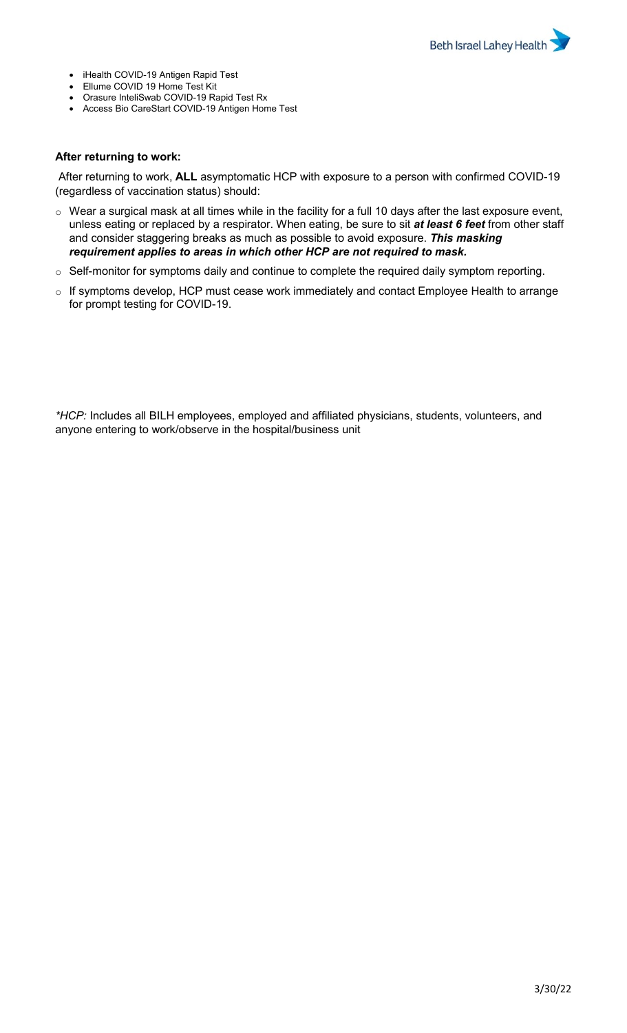- iHealth COVID-19 Antigen Rapid Test
- Ellume COVID 19 Home Test Kit
- Orasure InteliSwab COVID-19 Rapid Test Rx
- Access Bio CareStart COVID-19 Antigen Home Test

**After returning to work:**

After returning to work, **ALL** asymptomatic HCP with exposure to a person with confirmed COVID-19 (regardless of vaccination status) should:

- Wear a surgical mask at all times while in the facility for a full 10 days after the last exposure event, unless eating or replaced by a respirator. When eating, be sure to sit ***at least 6 feet*** from other staff and consider staggering breaks as much as possible to avoid exposure. ***This masking requirement applies to areas in which other HCP are not required to mask.***
- Self-monitor for symptoms daily and continue to complete the required daily symptom reporting.
- If symptoms develop, HCP must cease work immediately and contact Employee Health to arrange for prompt testing for COVID-19.

**HCP:* Includes all BILH employees, employed and affiliated physicians, students, volunteers, and anyone entering to work/observe in the hospital/business unit

3/30/22